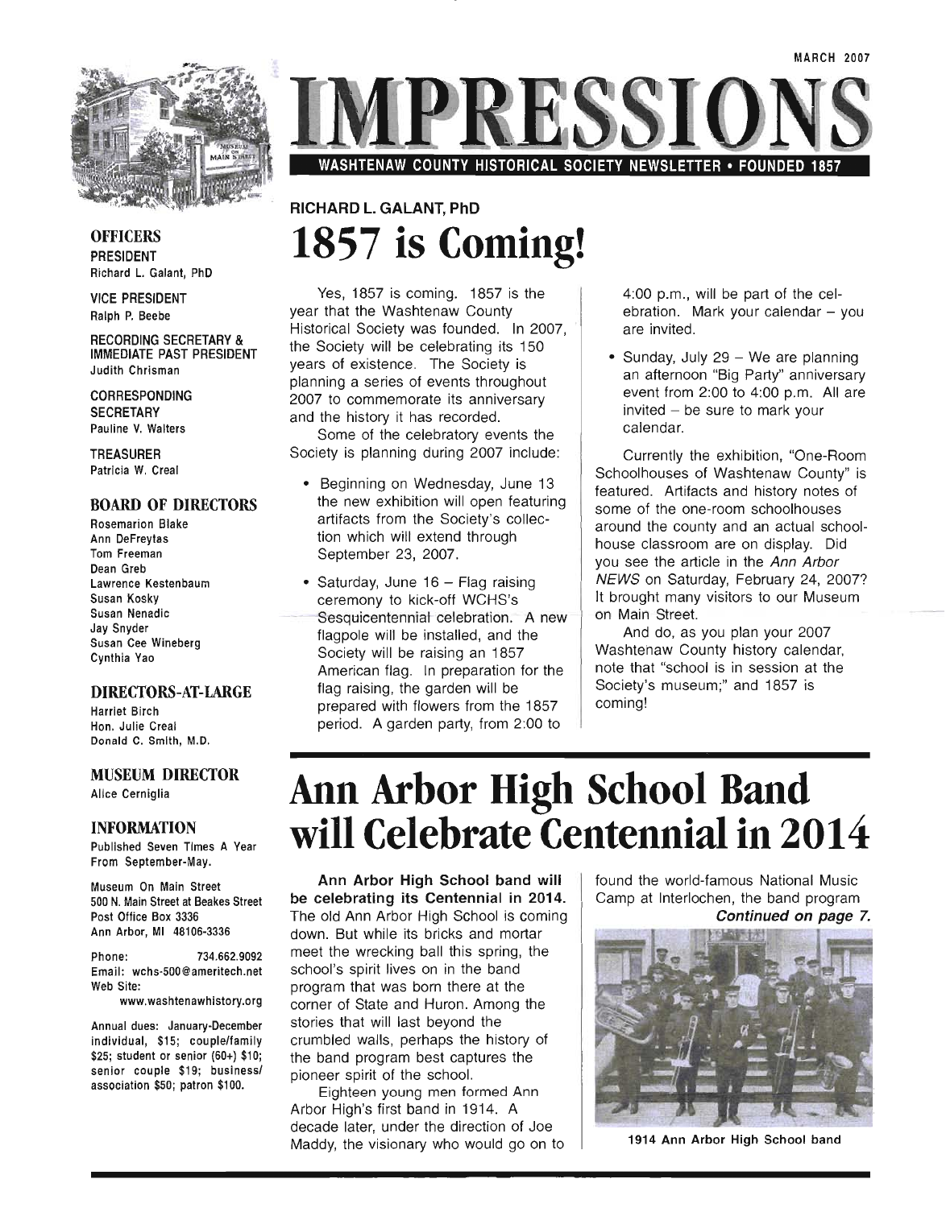MARCH 2007

# IMPRESSIONS

WASHTENAW COUNTY HISTORICAL SOCIETY NEWSLETTER • FOUNDED 1857

**OFFICERS**

PRESIDENT
Richard L. Galant, PhD

VICE PRESIDENT
Ralph P. Beebe

RECORDING SECRETARY & IMMEDIATE PAST PRESIDENT
Judith Chrisman

CORRESPONDING SECRETARY
Pauline V. Walters

TREASURER
Patricia W. Creal

**BOARD OF DIRECTORS**

Rosemarion Blake
Ann DeFreytas
Tom Freeman
Dean Greb
Lawrence Kestenbaum
Susan Kosky
Susan Nenadic
Jay Snyder
Susan Cee Wineberg
Cynthia Yao

**DIRECTORS-AT-LARGE**

Harriet Birch
Hon. Julie Creal
Donald C. Smith, M.D.

**MUSEUM DIRECTOR**

Alice Cerniglia

**INFORMATION**

Published Seven Times A Year From September-May.

Museum On Main Street
500 N. Main Street at Beakes Street
Post Office Box 3336
Ann Arbor, MI 48106-3336

Phone: 734.662.9092
Email: wchs-500@ameritech.net
Web Site: www.washtenawhistory.org

Annual dues: January-December individual, $15; couple/family $25; student or senior (60+) $10; senior couple $19; business/association $50; patron $100.

RICHARD L. GALANT, PhD

## 1857 is Coming!

Yes, 1857 is coming. 1857 is the year that the Washtenaw County Historical Society was founded. In 2007, the Society will be celebrating its 150 years of existence. The Society is planning a series of events throughout 2007 to commemorate its anniversary and the history it has recorded.

Some of the celebratory events the Society is planning during 2007 include:

- Beginning on Wednesday, June 13 the new exhibition will open featuring artifacts from the Society's collection which will extend through September 23, 2007.
- Saturday, June 16 – Flag raising ceremony to kick-off WCHS's Sesquicentennial celebration. A new flagpole will be installed, and the Society will be raising an 1857 American flag. In preparation for the flag raising, the garden will be prepared with flowers from the 1857 period. A garden party, from 2:00 to 4:00 p.m., will be part of the celebration. Mark your calendar – you are invited.
- Sunday, July 29 – We are planning an afternoon "Big Party" anniversary event from 2:00 to 4:00 p.m. All are invited – be sure to mark your calendar.

Currently the exhibition, "One-Room Schoolhouses of Washtenaw County" is featured. Artifacts and history notes of some of the one-room schoolhouses around the county and an actual schoolhouse classroom are on display. Did you see the article in the *Ann Arbor NEWS* on Saturday, February 24, 2007? It brought many visitors to our Museum on Main Street.

And do, as you plan your 2007 Washtenaw County history calendar, note that "school is in session at the Society's museum;" and 1857 is coming!

## Ann Arbor High School Band will Celebrate Centennial in 2014

**Ann Arbor High School band will be celebrating its Centennial in 2014.** The old Ann Arbor High School is coming down. But while its bricks and mortar meet the wrecking ball this spring, the school's spirit lives on in the band program that was born there at the corner of State and Huron. Among the stories that will last beyond the crumbled walls, perhaps the history of the band program best captures the pioneer spirit of the school.

Eighteen young men formed Ann Arbor High's first band in 1914. A decade later, under the direction of Joe Maddy, the visionary who would go on to found the world-famous National Music Camp at Interlochen, the band program ***Continued on page 7.***

1914 Ann Arbor High School band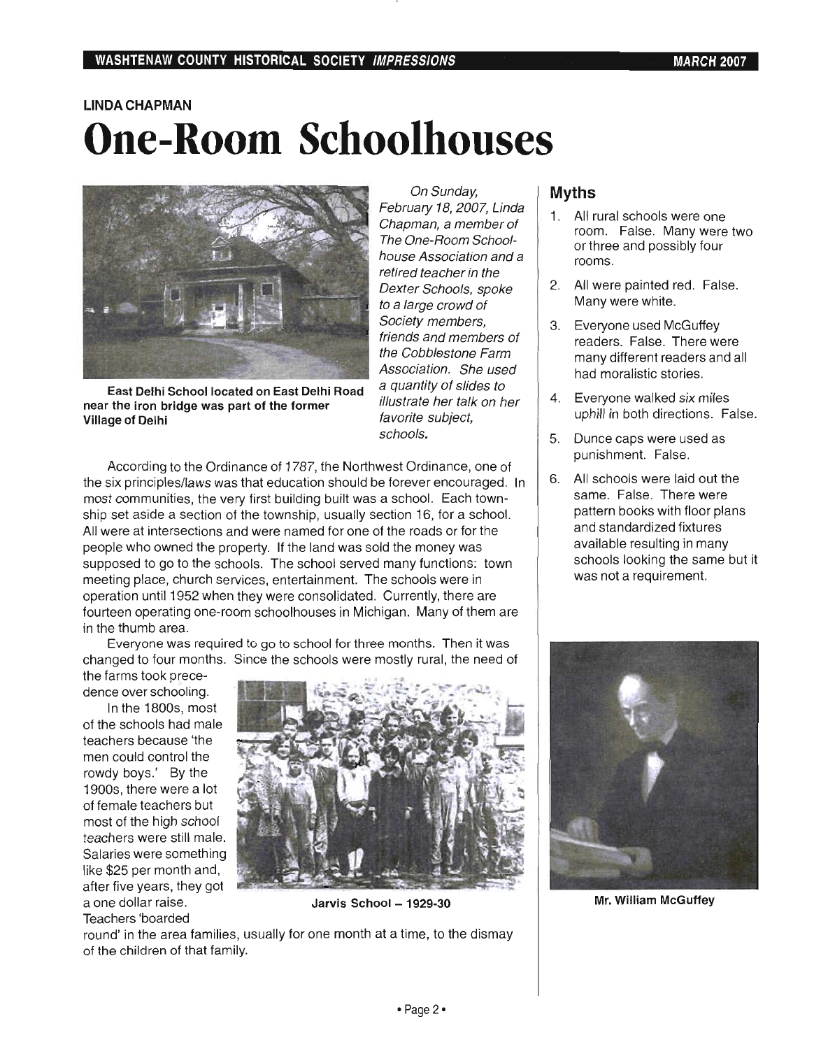LINDA CHAPMAN

# One-Room Schoolhouses

East Delhi School located on East Delhi Road near the iron bridge was part of the former Village of Delhi

*On Sunday, February 18, 2007, Linda Chapman, a member of The One-Room Schoolhouse Association and a retired teacher in the Dexter Schools, spoke to a large crowd of Society members, friends and members of the Cobblestone Farm Association. She used a quantity of slides to illustrate her talk on her favorite subject, schools.*

According to the Ordinance of 1787, the Northwest Ordinance, one of the six principles/laws was that education should be forever encouraged. In most communities, the very first building built was a school. Each township set aside a section of the township, usually section 16, for a school. All were at intersections and were named for one of the roads or for the people who owned the property. If the land was sold the money was supposed to go to the schools. The school served many functions: town meeting place, church services, entertainment. The schools were in operation until 1952 when they were consolidated. Currently, there are fourteen operating one-room schoolhouses in Michigan. Many of them are in the thumb area.

Everyone was required to go to school for three months. Then it was changed to four months. Since the schools were mostly rural, the need of the farms took precedence over schooling.

In the 1800s, most of the schools had male teachers because 'the men could control the rowdy boys.' By the 1900s, there were a lot of female teachers but most of the high school teachers were still male. Salaries were something like $25 per month and, after five years, they got a one dollar raise. Teachers 'boarded round' in the area families, usually for one month at a time, to the dismay of the children of that family.

Jarvis School – 1929-30

## Myths

1. All rural schools were one room. False. Many were two or three and possibly four rooms.
2. All were painted red. False. Many were white.
3. Everyone used McGuffey readers. False. There were many different readers and all had moralistic stories.
4. Everyone walked six miles uphill in both directions. False.
5. Dunce caps were used as punishment. False.
6. All schools were laid out the same. False. There were pattern books with floor plans and standardized fixtures available resulting in many schools looking the same but it was not a requirement.

Mr. William McGuffey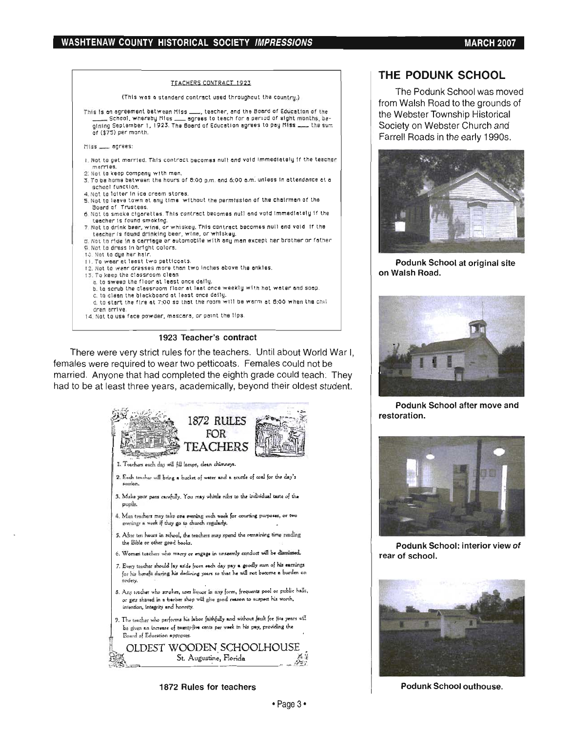TEACHERS CONTRACT 1923

(This was a standard contract used throughout the country.)

This is an agreement between Miss ___, teacher, and the Board of Education of the ___ School, whereby Miss ___ agrees to teach for a period of eight months, beginning September 1, 1923. The Board of Education agrees to pay Miss ___ the sum of ($75) per month.

Miss ___ agrees:

1. Not to get married. This contract becomes null and void immediately if the teacher marries.
2. Not to keep company with men.
3. To be home between the hours of 8:00 p.m. and 6:00 a.m. unless in attendance at a school function.
4. Not to loiter in ice cream stores.
5. Not to leave town at any time without the permission of the chairman of the Board of Trustees.
6. Not to smoke cigarettes. This contract becomes null and void immediately if the teacher is found smoking.
7. Not to drink beer, wine, or whiskey. This contract becomes null and void if the teacher is found drinking beer, wine, or whiskey.
8. Not to ride in a carriage or automobile with any man except her brother or father.
9. Not to dress in bright colors.
10. Not to dye her hair.
11. To wear at least two petticoats.
12. Not to wear dresses more than two inches above the ankles.
13. To keep the classroom clean
    a. to sweep the floor at least once daily.
    b. to scrub the classroom floor at least once weekly with hot water and soap.
    c. to clean the blackboard at least once daily.
    d. to start the fire at 7:00 so that the room will be warm at 8:00 when the children arrive.
14. Not to use face powder, mascara, or paint the lips.

**1923 Teacher's contract**

There were very strict rules for the teachers. Until about World War I, females were required to wear two petticoats. Females could not be married. Anyone that had completed the eighth grade could teach. They had to be at least three years, academically, beyond their oldest student.

1872 RULES FOR TEACHERS

1. Teachers each day will fill lamps, clean chimneys.
2. Each teacher will bring a bucket of water and a scuttle of coal for the day's session.
3. Make your pens carefully. You may whittle nibs to the individual taste of the pupils.
4. Men teachers may take one evening each week for courting purposes, or two evenings a week if they go to church regularly.
5. After ten hours in school, the teachers may spend the remaining time reading the Bible or other good books.
6. Women teachers who marry or engage in unseemly conduct will be dismissed.
7. Every teacher should lay aside from each day pay a goodly sum of his earnings for his benefit during his declining years so that he will not become a burden on society.
8. Any teacher who smokes, uses liquor in any form, frequents pool or public halls, or gets shaved in a barber shop will give good reason to suspect his worth, intention, integrity and honesty.
9. The teacher who performs his labor faithfully and without fault for five years will be given an increase of twenty-five cents per week in his pay, providing the Board of Education approves.

OLDEST WOODEN SCHOOLHOUSE
St. Augustine, Florida

**1872 Rules for teachers**

## THE PODUNK SCHOOL

The Podunk School was moved from Walsh Road to the grounds of the Webster Township Historical Society on Webster Church and Farrell Roads in the early 1990s.

**Podunk School at original site on Walsh Road.**

**Podunk School after move and restoration.**

**Podunk School: interior view of rear of school.**

**Podunk School outhouse.**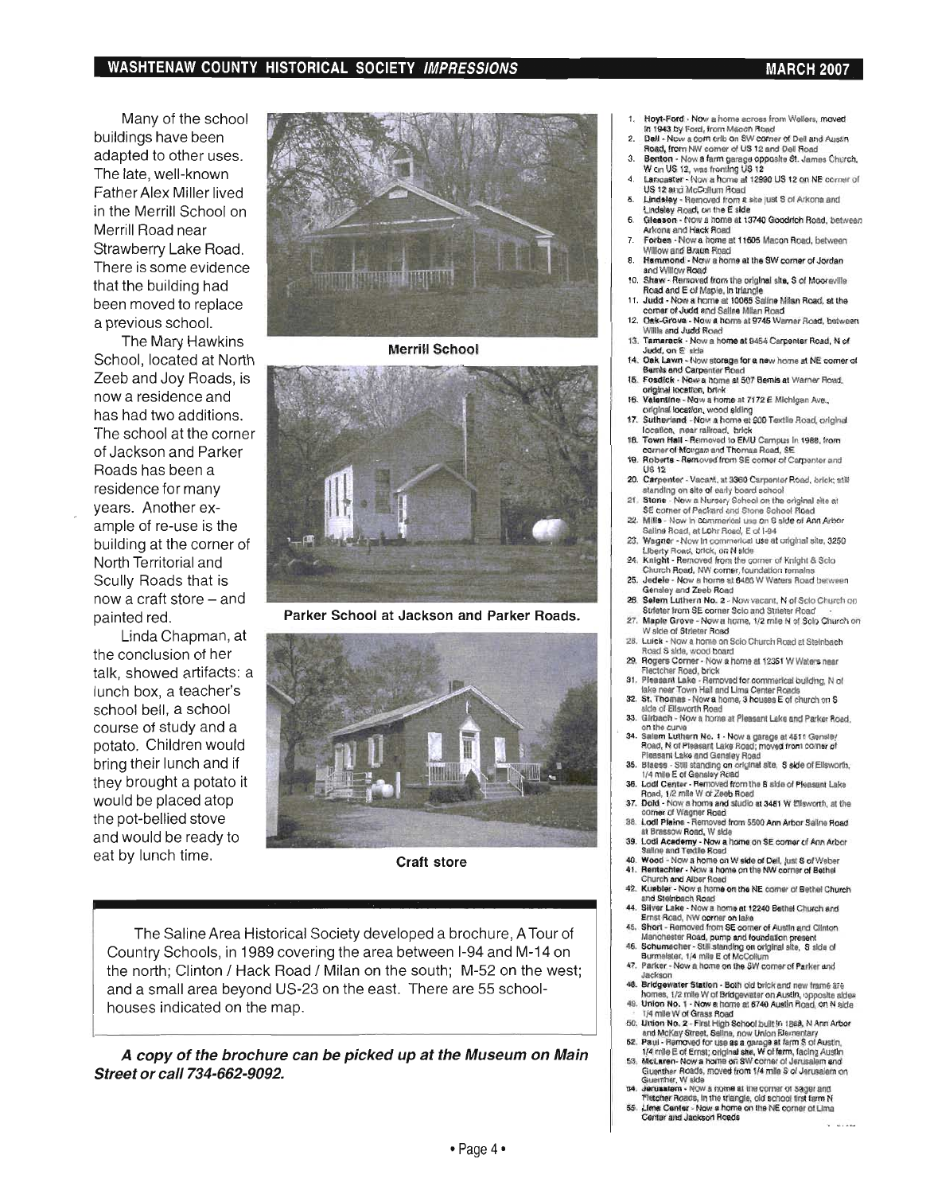Many of the school buildings have been adapted to other uses. The late, well-known Father Alex Miller lived in the Merrill School on Merrill Road near Strawberry Lake Road. There is some evidence that the building had been moved to replace a previous school.

The Mary Hawkins School, located at North Zeeb and Joy Roads, is now a residence and has had two additions. The school at the corner of Jackson and Parker Roads has been a residence for many years. Another example of re-use is the building at the corner of North Territorial and Scully Roads that is now a craft store – and painted red.

Linda Chapman, at the conclusion of her talk, showed artifacts: a lunch box, a teacher's school bell, a school course of study and a potato. Children would bring their lunch and if they brought a potato it would be placed atop the pot-bellied stove and would be ready to eat by lunch time.

**Merrill School**

**Parker School at Jackson and Parker Roads.**

**Craft store**

The Saline Area Historical Society developed a brochure, A Tour of Country Schools, in 1989 covering the area between I-94 and M-14 on the north; Clinton / Hack Road / Milan on the south; M-52 on the west; and a small area beyond US-23 on the east. There are 55 schoolhouses indicated on the map.

***A copy of the brochure can be picked up at the Museum on Main Street or call 734-662-9092.***

1. **Hoyt-Ford** - Now a home across from Wellers, moved in 1943 by Ford, from Macon Road
2. **Dell** - Now a corn crib on SW corner of Dell and Austin Road, from NW corner of US 12 and Dell Road
3. **Benton** - Now a farm garage opposite St. James Church, W on US 12, was fronting US 12
4. **Lancaster** - Now a home at 12990 US 12 on NE corner of US 12 and McCollum Road
5. **Lindsley** - Removed from a site just S of Arkona and Lindsley Road, on the E side
6. **Gleason** - Now a home at 13740 Goodrich Road, between Arkona and Hack Road
7. **Forbes** - Now a home at 11605 Macon Road, between Willow and Braun Road
8. **Hammond** - Now a home at the SW corner of Jordan and Willow Road
10. **Shaw** - Removed from the original site, S of Mooreville Road and E of Maple, in triangle
11. **Judd** - Now a home at 10065 Saline Milan Road, at the corner of Judd and Saline Milan Road
12. **Oak-Grove** - Now a home at 9745 Warner Road, between Willis and Judd Road
13. **Tamarack** - Now a home at 9454 Carpenter Road, N of Judd, on E side
14. **Oak Lawn** - Now storage for a new home at NE corner of Bemis and Carpenter Road
15. **Fosdick** - Now a home at 507 Bemis at Warner Road, original location, brick
16. **Valentine** - Now a home at 7172 E Michigan Ave., original location, wood siding
17. **Sutherland** - Now a home at 900 Textile Road, original location, near railroad, brick
18. **Town Hall** - Removed to EMU Campus in 1988, from corner of Morgan and Thomas Road, SE
19. **Roberts** - Removed from SE corner of Carpenter and US 12
20. **Carpenter** - Vacant, at 3360 Carpenter Road, brick; still standing on site of early board school
21. **Stone** - Now a Nursery School on the original site at SE corner of Packard and Stone School Road
22. **Mills** - Now in commercial use on S side of Ann Arbor Saline Road, at Lohr Road, E of I-94
23. **Wagner** - Now in commerical use at original site, 3250 Liberty Road, brick, on N side
24. **Knight** - Removed from the corner of Knight & Scio Church Road, NW corner, foundation remains
25. **Jedele** - Now a home at 6486 W Waters Road between Gensley and Zeeb Road
26. **Salem Luthern No. 2** - Now vacant, N of Scio Church on Strieter from SE corner Scio and Strieter Road
27. **Maple Grove** - Now a home, 1/2 mile N of Scio Church on W side of Strieter Road
28. **Luick** - Now a home on Scio Church Road at Steinbach Road S side, wood board
29. **Rogers Corner** - Now a home at 12351 W Waters near Fletcher Road, brick
31. **Pleasant Lake** - Removed for commerical building, N of lake near Town Hall and Lima Center Roads
32. **St. Thomas** - Now a home, 3 houses E of church on S side of Ellsworth Road
33. **Girbach** - Now a home at Pleasant Lake and Parker Road, on the curve
34. **Salem Luthern No. 1** - Now a garage at 4511 Gensley Road, N of Pleasant Lake Road; moved from corner of Pleasant Lake and Gensley Road
35. **Blaess** - Still standing on original site, S side of Ellsworth, 1/4 mile E of Gensley Road
36. **Lodi Center** - Removed from the S side of Pleasant Lake Road, 1/2 mile W of Zeeb Road
37. **Dold** - Now a home and studio at 3481 W Ellsworth, at the corner of Wagner Road
38. **Lodi Plains** - Removed from 5500 Ann Arbor Saline Road at Brassow Road, W side
39. **Lodi Academy** - Now a home on SE corner of Ann Arbor Saline and Textile Road
40. **Wood** - Now a home on W side of Dell, just S of Weber
41. **Rentschler** - Now a home on the NW corner of Bethel Church and Alber Road
42. **Kuebler** - Now a home on the NE corner of Bethel Church and Steinbach Road
44. **Silver Lake** - Now a home at 12240 Bethel Church and Ernst Road, NW corner on lake
45. **Short** - Removed from SE corner of Austin and Clinton Manchester Road, pump and foundation present
46. **Schumacher** - Still standing on original site, S side of Burmeister, 1/4 mile E of McCollum
47. **Parker** - Now a home on the SW corner of Parker and Jackson
48. **Bridgewater Station** - Both old brick and new frame are homes, 1/2 mile W of Bridgewater on Austin, opposite sides
49. **Union No. 1** - Now a home at 6740 Austin Road, on N side 1/4 mile W of Grass Road
50. **Union No. 2** - First High School built in 1868, N Ann Arbor and McKay Street, Saline, now Union Elementary
52. **Paul** - Removed for use as a garage at farm S of Austin, 1/4 mile E of Ernst; original site, W of farm, facing Austin
53. **McLaren** - Now a home on SW corner of Jerusalem and Guenther Roads, moved from 1/4 mile S of Jerusalem on Guenther, W side
54. **Jerusalem** - Now a home at the corner of Sager and Fletcher Roads, in the triangle, old school first farm N
55. **Lima Center** - Now a home on the NE corner of Lima Center and Jackson Roads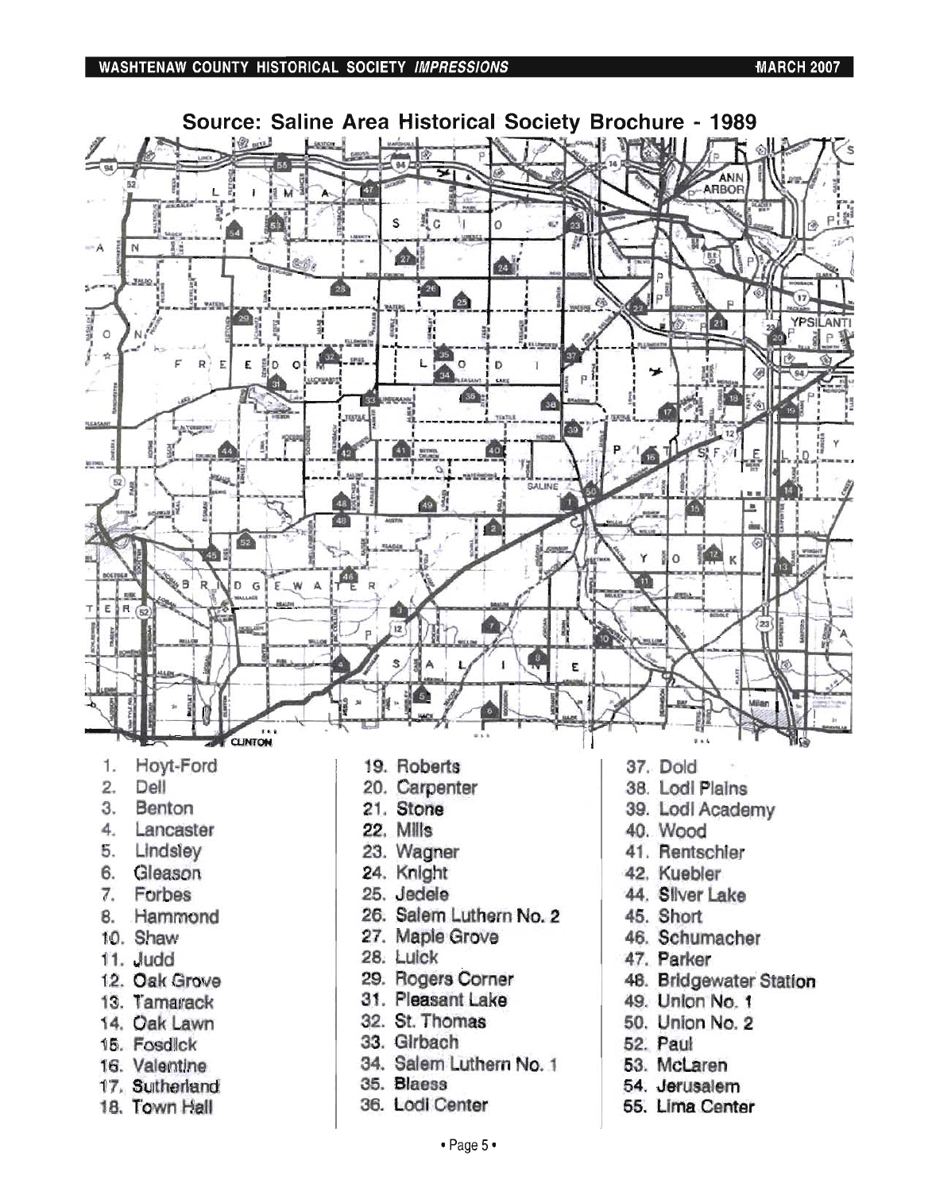## Source: Saline Area Historical Society Brochure - 1989

1. Hoyt-Ford
2. Dell
3. Benton
4. Lancaster
5. Lindsley
6. Gleason
7. Forbes
8. Hammond
10. Shaw
11. Judd
12. Oak Grove
13. Tamarack
14. Oak Lawn
15. Fosdick
16. Valentine
17. Sutherland
18. Town Hall
19. Roberts
20. Carpenter
21. Stone
22. Mills
23. Wagner
24. Knight
25. Jedele
26. Salem Luthern No. 2
27. Maple Grove
28. Luick
29. Rogers Corner
31. Pleasant Lake
32. St. Thomas
33. Girbach
34. Salem Luthern No. 1
35. Blaess
36. Lodi Center
37. Dold
38. Lodi Plains
39. Lodi Academy
40. Wood
41. Rentschler
42. Kuebler
44. Silver Lake
45. Short
46. Schumacher
47. Parker
48. Bridgewater Station
49. Union No. 1
50. Union No. 2
52. Paul
53. McLaren
54. Jerusalem
55. Lima Center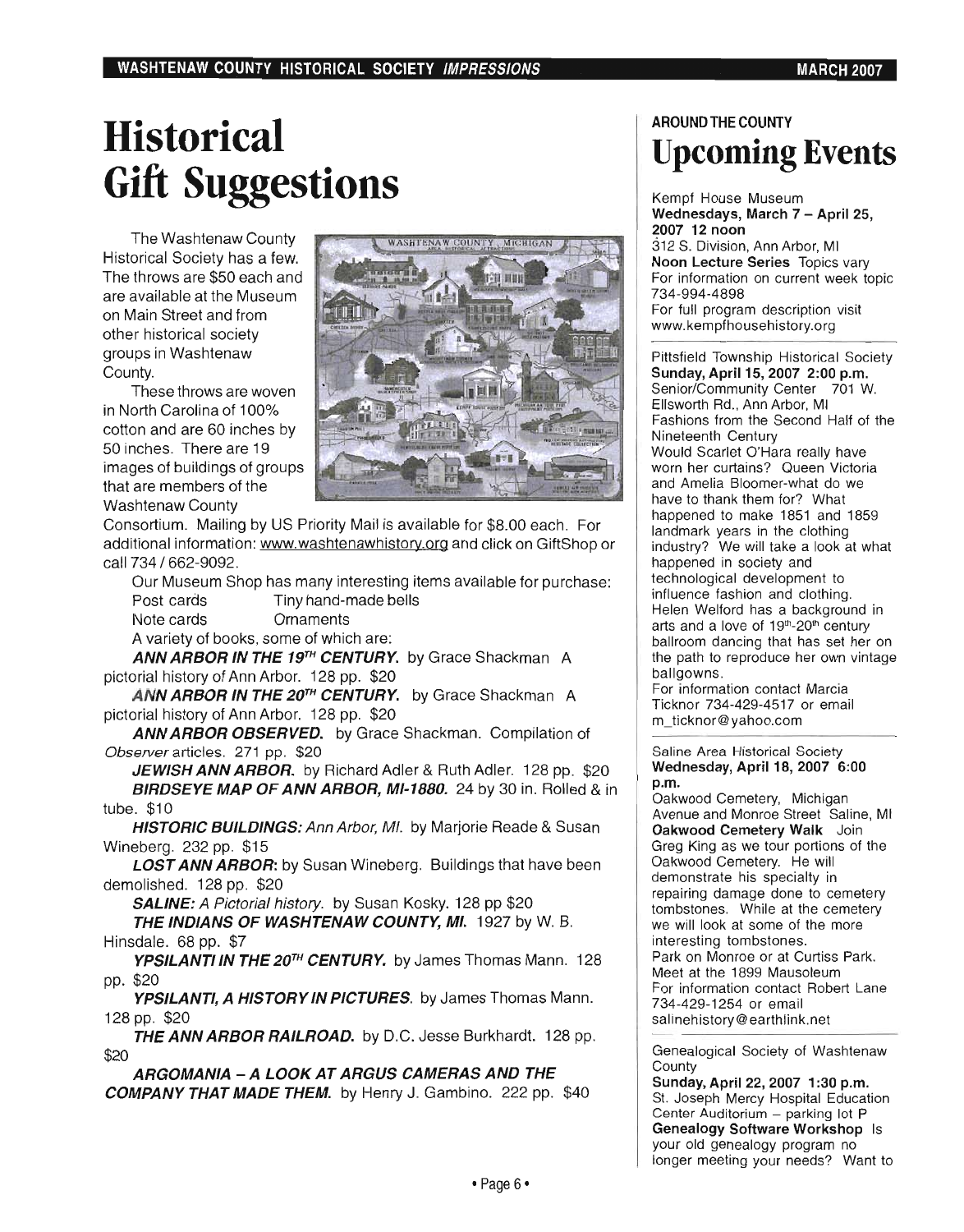# Historical Gift Suggestions

The Washtenaw County Historical Society has a few. The throws are $50 each and are available at the Museum on Main Street and from other historical society groups in Washtenaw County.

These throws are woven in North Carolina of 100% cotton and are 60 inches by 50 inches. There are 19 images of buildings of groups that are members of the Washtenaw County Consortium. Mailing by US Priority Mail is available for $8.00 each. For additional information: www.washtenawhistory.org and click on GiftShop or call 734 / 662-9092.

Our Museum Shop has many interesting items available for purchase:

| | |
|---|---|
| Post cards | Tiny hand-made bells |
| Note cards | Ornaments |

A variety of books, some of which are:

***ANN ARBOR IN THE 19TH CENTURY.*** by Grace Shackman A pictorial history of Ann Arbor. 128 pp. $20

***ANN ARBOR IN THE 20TH CENTURY.*** by Grace Shackman A pictorial history of Ann Arbor. 128 pp. $20

***ANN ARBOR OBSERVED.*** by Grace Shackman. Compilation of *Observer* articles. 271 pp. $20

***JEWISH ANN ARBOR.*** by Richard Adler & Ruth Adler. 128 pp. $20

***BIRDSEYE MAP OF ANN ARBOR, MI-1880.*** 24 by 30 in. Rolled & in tube. $10

***HISTORIC BUILDINGS:*** *Ann Arbor, MI.* by Marjorie Reade & Susan Wineberg. 232 pp. $15

***LOST ANN ARBOR:*** by Susan Wineberg. Buildings that have been demolished. 128 pp. $20

***SALINE:*** *A Pictorial history.* by Susan Kosky. 128 pp $20

***THE INDIANS OF WASHTENAW COUNTY, MI.*** 1927 by W. B. Hinsdale. 68 pp. $7

***YPSILANTI IN THE 20TH CENTURY.*** by James Thomas Mann. 128 pp. $20

***YPSILANTI, A HISTORY IN PICTURES.*** by James Thomas Mann. 128 pp. $20

***THE ANN ARBOR RAILROAD.*** by D.C. Jesse Burkhardt. 128 pp. $20

***ARGOMANIA – A LOOK AT ARGUS CAMERAS AND THE COMPANY THAT MADE THEM.*** by Henry J. Gambino. 222 pp. $40

AROUND THE COUNTY

# Upcoming Events

Kempf House Museum
**Wednesdays, March 7 – April 25, 2007 12 noon**
312 S. Division, Ann Arbor, MI
**Noon Lecture Series** Topics vary
For information on current week topic 734-994-4898
For full program description visit www.kempfhousehistory.org

Pittsfield Township Historical Society
**Sunday, April 15, 2007 2:00 p.m.**
Senior/Community Center 701 W. Ellsworth Rd., Ann Arbor, MI
Fashions from the Second Half of the Nineteenth Century
Would Scarlet O'Hara really have worn her curtains? Queen Victoria and Amelia Bloomer-what do we have to thank them for? What happened to make 1851 and 1859 landmark years in the clothing industry? We will take a look at what happened in society and technological development to influence fashion and clothing. Helen Welford has a background in arts and a love of 19th-20th century ballroom dancing that has set her on the path to reproduce her own vintage ballgowns.
For information contact Marcia Ticknor 734-429-4517 or email m_ticknor@yahoo.com

Saline Area Historical Society
**Wednesday, April 18, 2007 6:00 p.m.**
Oakwood Cemetery, Michigan Avenue and Monroe Street Saline, MI
**Oakwood Cemetery Walk** Join Greg King as we tour portions of the Oakwood Cemetery. He will demonstrate his specialty in repairing damage done to cemetery tombstones. While at the cemetery we will look at some of the more interesting tombstones.
Park on Monroe or at Curtiss Park. Meet at the 1899 Mausoleum
For information contact Robert Lane 734-429-1254 or email salinehistory@earthlink.net

Genealogical Society of Washtenaw County
**Sunday, April 22, 2007 1:30 p.m.**
St. Joseph Mercy Hospital Education Center Auditorium – parking lot P
**Genealogy Software Workshop** Is your old genealogy program no longer meeting your needs? Want to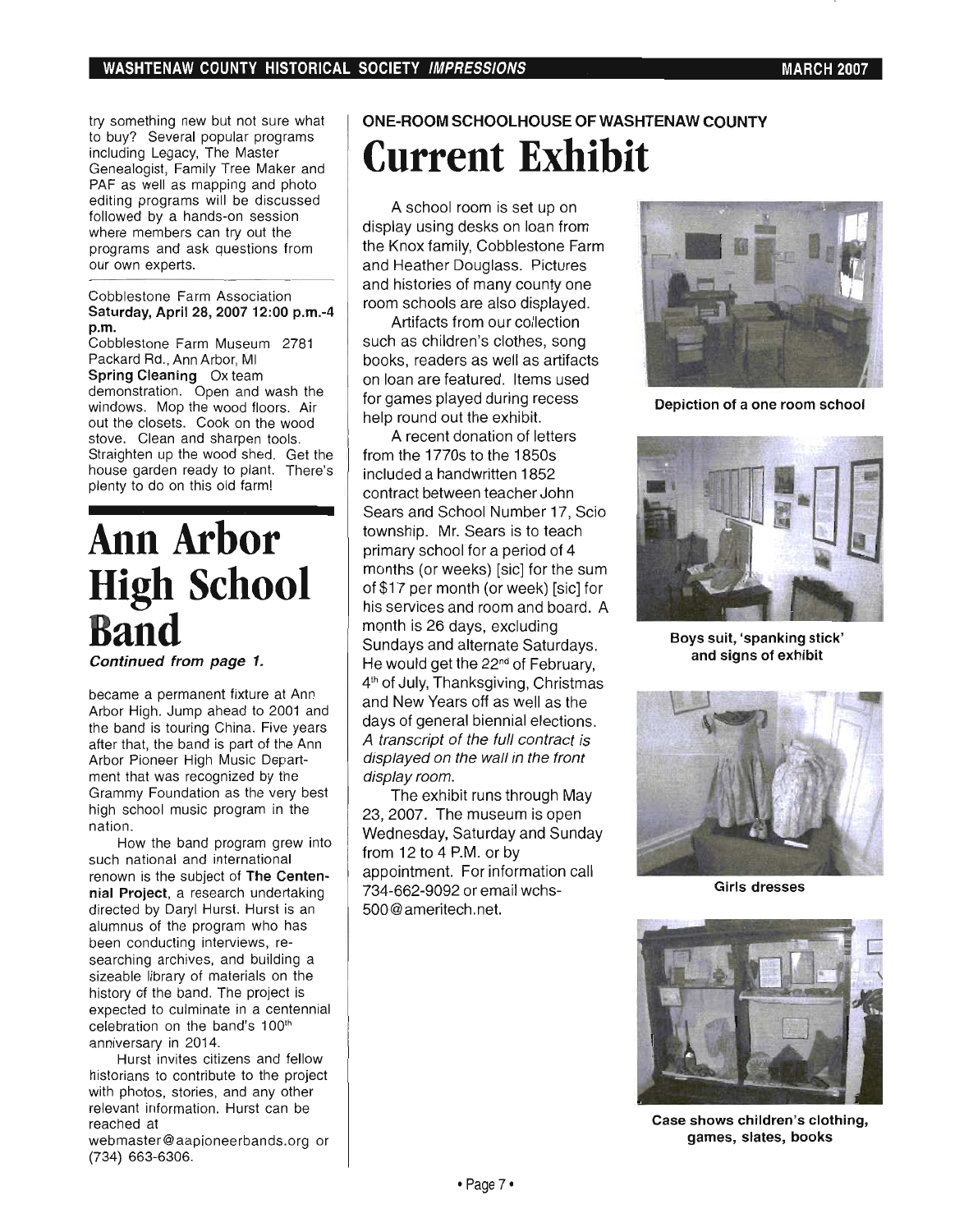try something new but not sure what to buy? Several popular programs including Legacy, The Master Genealogist, Family Tree Maker and PAF as well as mapping and photo editing programs will be discussed followed by a hands-on session where members can try out the programs and ask questions from our own experts.

Cobblestone Farm Association
**Saturday, April 28, 2007 12:00 p.m.-4 p.m.**
Cobblestone Farm Museum 2781 Packard Rd., Ann Arbor, MI
**Spring Cleaning** Ox team demonstration. Open and wash the windows. Mop the wood floors. Air out the closets. Cook on the wood stove. Clean and sharpen tools. Straighten up the wood shed. Get the house garden ready to plant. There's plenty to do on this old farm!

# Ann Arbor High School Band

***Continued from page 1.***

became a permanent fixture at Ann Arbor High. Jump ahead to 2001 and the band is touring China. Five years after that, the band is part of the Ann Arbor Pioneer High Music Department that was recognized by the Grammy Foundation as the very best high school music program in the nation.

How the band program grew into such national and international renown is the subject of **The Centennial Project**, a research undertaking directed by Daryl Hurst. Hurst is an alumnus of the program who has been conducting interviews, researching archives, and building a sizeable library of materials on the history of the band. The project is expected to culminate in a centennial celebration on the band's 100th anniversary in 2014.

Hurst invites citizens and fellow historians to contribute to the project with photos, stories, and any other relevant information. Hurst can be reached at webmaster@aapioneerbands.org or (734) 663-6306.

## ONE-ROOM SCHOOLHOUSE OF WASHTENAW COUNTY

# Current Exhibit

A school room is set up on display using desks on loan from the Knox family, Cobblestone Farm and Heather Douglass. Pictures and histories of many county one room schools are also displayed.

Artifacts from our collection such as children's clothes, song books, readers as well as artifacts on loan are featured. Items used for games played during recess help round out the exhibit.

A recent donation of letters from the 1770s to the 1850s included a handwritten 1852 contract between teacher John Sears and School Number 17, Scio township. Mr. Sears is to teach primary school for a period of 4 months (or weeks) [sic] for the sum of $17 per month (or week) [sic] for his services and room and board. A month is 26 days, excluding Sundays and alternate Saturdays. He would get the 22nd of February, 4th of July, Thanksgiving, Christmas and New Years off as well as the days of general biennial elections. *A transcript of the full contract is displayed on the wall in the front display room.*

The exhibit runs through May 23, 2007. The museum is open Wednesday, Saturday and Sunday from 12 to 4 P.M. or by appointment. For information call 734-662-9092 or email wchs-500@ameritech.net.

**Depiction of a one room school**

**Boys suit, 'spanking stick' and signs of exhibit**

**Girls dresses**

**Case shows children's clothing, games, slates, books**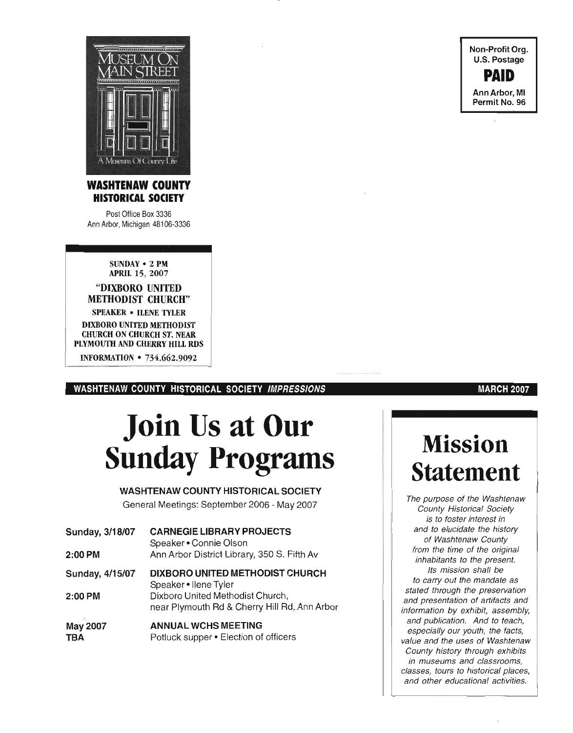MUSEUM ON MAIN STREET

A Museum Of County Life

**WASHTENAW COUNTY HISTORICAL SOCIETY**

Post Office Box 3336
Ann Arbor, Michigan 48106-3336

Non-Profit Org.
U.S. Postage
**PAID**
Ann Arbor, MI
Permit No. 96

SUNDAY • 2 PM
APRIL 15, 2007

"DIXBORO UNITED METHODIST CHURCH"

SPEAKER • ILENE TYLER

DIXBORO UNITED METHODIST CHURCH ON CHURCH ST. NEAR PLYMOUTH AND CHERRY HILL RDS

INFORMATION • 734.662.9092

WASHTENAW COUNTY HISTORICAL SOCIETY *IMPRESSIONS* MARCH 2007

# Join Us at Our Sunday Programs

**WASHTENAW COUNTY HISTORICAL SOCIETY**

General Meetings: September 2006 - May 2007

| | |
|---|---|
| Sunday, 3/18/07 | **CARNEGIE LIBRARY PROJECTS** Speaker • Connie Olson |
| 2:00 PM | Ann Arbor District Library, 350 S. Fifth Av |
| Sunday, 4/15/07 | **DIXBORO UNITED METHODIST CHURCH** Speaker • Ilene Tyler |
| 2:00 PM | Dixboro United Methodist Church, near Plymouth Rd & Cherry Hill Rd, Ann Arbor |
| May 2007 | **ANNUAL WCHS MEETING** |
| TBA | Potluck supper • Election of officers |

# Mission Statement

*The purpose of the Washtenaw County Historical Society is to foster interest in and to elucidate the history of Washtenaw County from the time of the original inhabitants to the present. Its mission shall be to carry out the mandate as stated through the preservation and presentation of artifacts and information by exhibit, assembly, and publication. And to teach, especially our youth, the facts, value and the uses of Washtenaw County history through exhibits in museums and classrooms, classes, tours to historical places, and other educational activities.*